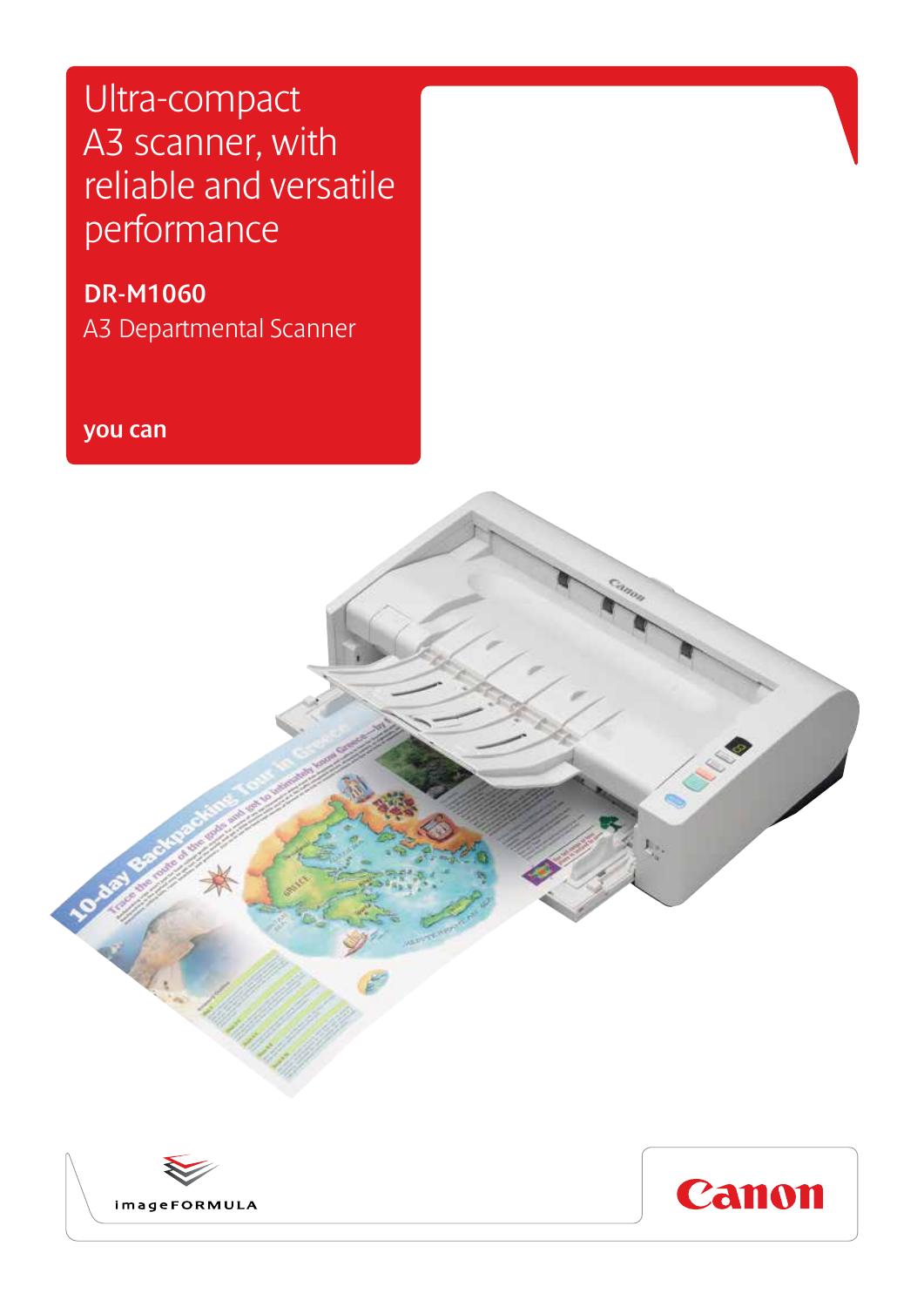# Ultra-compact A3 scanner, with reliable and versatile performance

## DR-M1060

A3 Departmental Scanner

**you can**

imageFORMULA

Canon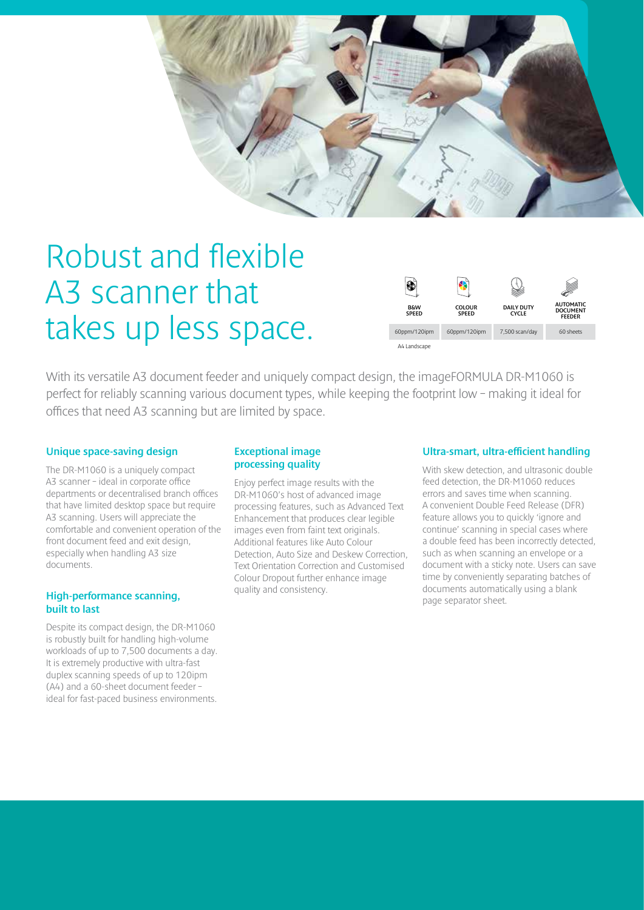# Robust and flexible A3 scanner that takes up less space.

| B&W SPEED | COLOUR SPEED | DAILY DUTY CYCLE | AUTOMATIC DOCUMENT FEEDER |
| --- | --- | --- | --- |
| 60ppm/120ipm | 60ppm/120ipm | 7,500 scan/day | 60 sheets |

A4 Landscape

With its versatile A3 document feeder and uniquely compact design, the imageFORMULA DR-M1060 is perfect for reliably scanning various document types, while keeping the footprint low – making it ideal for offices that need A3 scanning but are limited by space.

### Unique space-saving design

The DR-M1060 is a uniquely compact A3 scanner – ideal in corporate office departments or decentralised branch offices that have limited desktop space but require A3 scanning. Users will appreciate the comfortable and convenient operation of the front document feed and exit design, especially when handling A3 size documents.

### High-performance scanning, built to last

Despite its compact design, the DR-M1060 is robustly built for handling high-volume workloads of up to 7,500 documents a day. It is extremely productive with ultra-fast duplex scanning speeds of up to 120ipm (A4) and a 60-sheet document feeder – ideal for fast-paced business environments.

### Exceptional image processing quality

Enjoy perfect image results with the DR-M1060's host of advanced image processing features, such as Advanced Text Enhancement that produces clear legible images even from faint text originals. Additional features like Auto Colour Detection, Auto Size and Deskew Correction, Text Orientation Correction and Customised Colour Dropout further enhance image quality and consistency.

### Ultra-smart, ultra-efficient handling

With skew detection, and ultrasonic double feed detection, the DR-M1060 reduces errors and saves time when scanning. A convenient Double Feed Release (DFR) feature allows you to quickly 'ignore and continue' scanning in special cases where a double feed has been incorrectly detected, such as when scanning an envelope or a document with a sticky note. Users can save time by conveniently separating batches of documents automatically using a blank page separator sheet.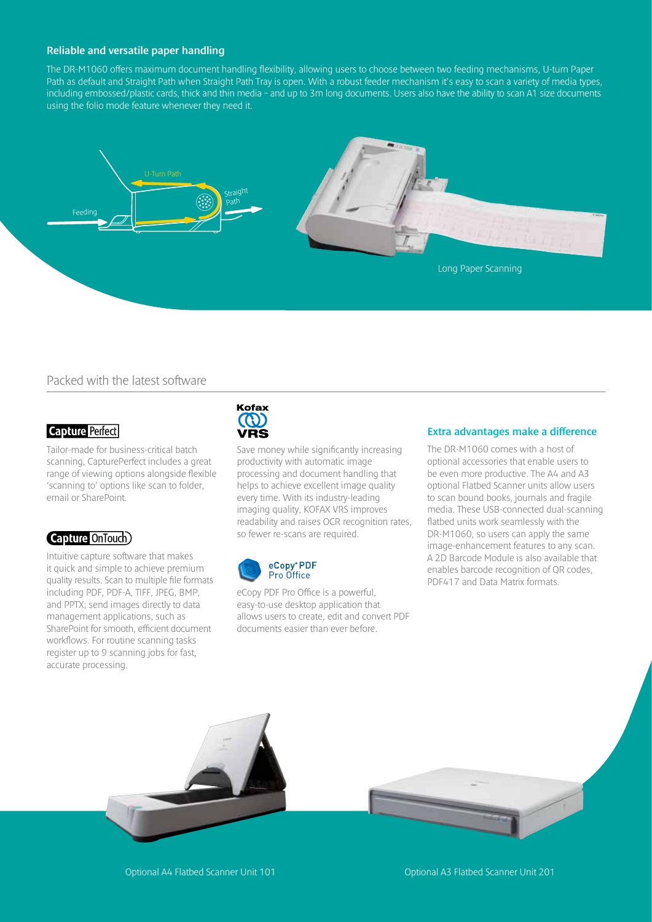## Reliable and versatile paper handling

The DR-M1060 offers maximum document handling flexibility, allowing users to choose between two feeding mechanisms, U-turn Paper Path as default and Straight Path when Straight Path Tray is open. With a robust feeder mechanism it's easy to scan a variety of media types, including embossed/plastic cards, thick and thin media – and up to 3m long documents. Users also have the ability to scan A1 size documents using the folio mode feature whenever they need it.

U-Turn Path

Straight Path

Feeding

Long Paper Scanning

## Packed with the latest software

### CapturePerfect

Tailor-made for business-critical batch scanning, CapturePerfect includes a great range of viewing options alongside flexible 'scanning to' options like scan to folder, email or SharePoint.

### CaptureOnTouch

Intuitive capture software that makes it quick and simple to achieve premium quality results. Scan to multiple file formats including PDF, PDF-A, TIFF, JPEG, BMP, and PPTX; send images directly to data management applications, such as SharePoint for smooth, efficient document workflows. For routine scanning tasks register up to 9 scanning jobs for fast, accurate processing.

### Kofax VRS

Save money while significantly increasing productivity with automatic image processing and document handling that helps to achieve excellent image quality every time. With its industry-leading imaging quality, KOFAX VRS improves readability and raises OCR recognition rates, so fewer re-scans are required.

### eCopy PDF Pro Office

eCopy PDF Pro Office is a powerful, easy-to-use desktop application that allows users to create, edit and convert PDF documents easier than ever before.

### Extra advantages make a difference

The DR-M1060 comes with a host of optional accessories that enable users to be even more productive. The A4 and A3 optional Flatbed Scanner units allow users to scan bound books, journals and fragile media. These USB-connected dual-scanning flatbed units work seamlessly with the DR-M1060, so users can apply the same image-enhancement features to any scan. A 2D Barcode Module is also available that enables barcode recognition of QR codes, PDF417 and Data Matrix formats.

Optional A4 Flatbed Scanner Unit 101

Optional A3 Flatbed Scanner Unit 201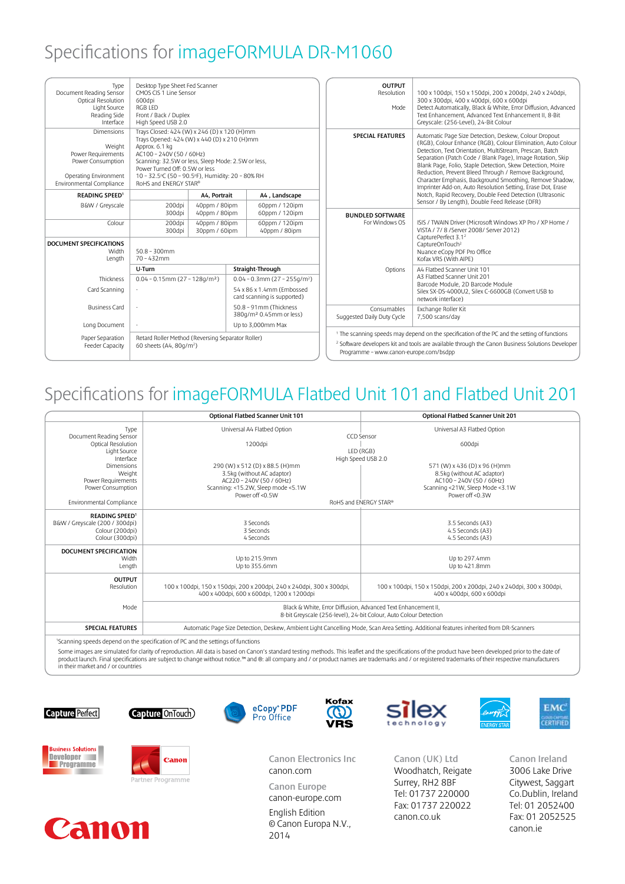# Specifications for imageFORMULA DR-M1060

| | | |
|---|---|---|
| Type | Desktop Type Sheet Fed Scanner | |
| Document Reading Sensor | CMOS CIS 1 Line Sensor | |
| Optical Resolution | 600dpi | |
| Light Source | RGB LED | |
| Reading Side | Front / Back / Duplex | |
| Interface | High Speed USB 2.0 | |
| Dimensions | Trays Closed: 424 (W) x 246 (D) x 120 (H)mm<br>Trays Opened: 424 (W) x 440 (D) x 210 (H)mm | |
| Weight | Approx. 6.1 kg | |
| Power Requirements | AC100 – 240V (50 / 60Hz) | |
| Power Consumption | Scanning: 32.5W or less, Sleep Mode: 2.5W or less,<br>Power Turned Off: 0.5W or less | |
| Operating Environment | 10 – 32.5ºC (50 – 90.5ºF), Humidity: 20 – 80% RH | |
| Environmental Compliance | RoHS and ENERGY STAR® | |

| **READING SPEED**[1] | | A4, Portrait | A4 , Landscape |
|---|---|---|---|
| B&W / Greyscale | 200dpi | 40ppm / 80ipm | 60ppm / 120ipm |
| | 300dpi | 40ppm / 80ipm | 60ppm / 120ipm |
| Colour | 200dpi | 40ppm / 80ipm | 60ppm / 120ipm |
| | 300dpi | 30ppm / 60ipm | 40ppm / 80ipm |

| **DOCUMENT SPECIFICATIONS** | | |
|---|---|---|
| Width | 50.8 – 300mm | |
| Length | 70 – 432mm | |
| | **U-Turn** | **Straight-Through** |
| Thickness | 0.04 – 0.15mm (27 – 128g/m²) | 0.04 – 0.3mm (27 – 255g/m²) |
| Card Scanning | - | 54 x 86 x 1.4mm (Embossed card scanning is supported) |
| Business Card | - | 50.8 – 91mm (Thickness 380g/m² 0.45mm or less) |
| Long Document | - | Up to 3,000mm Max |
| Paper Separation | Retard Roller Method (Reversing Separator Roller) | |
| Feeder Capacity | 60 sheets (A4, 80g/m²) | |

| | |
|---|---|
| **OUTPUT** | |
| Resolution | 100 x 100dpi, 150 x 150dpi, 200 x 200dpi, 240 x 240dpi, 300 x 300dpi, 400 x 400dpi, 600 x 600dpi |
| Mode | Detect Automatically, Black & White, Error Diffusion, Advanced Text Enhancement, Advanced Text Enhancement II, 8-Bit Greyscale: (256-Level), 24-Bit Colour |
| **SPECIAL FEATURES** | Automatic Page Size Detection, Deskew, Colour Dropout (RGB), Colour Enhance (RGB), Colour Elimination, Auto Colour Detection, Text Orientation, MultiStream, Prescan, Batch Separation (Patch Code / Blank Page), Image Rotation, Skip Blank Page, Folio, Staple Detection, Skew Detection, Moire Reduction, Prevent Bleed Through / Remove Background, Character Emphasis, Background Smoothing, Remove Shadow, Imprinter Add-on, Auto Resolution Setting, Erase Dot, Erase Notch, Rapid Recovery, Double Feed Detection (Ultrasonic Sensor / By Length), Double Feed Release (DFR) |
| **BUNDLED SOFTWARE**<br>For Windows OS | ISIS / TWAIN Driver (Microsoft Windows XP Pro / XP Home / VISTA / 7/ 8 /Server 2008/ Server 2012)<br>CapturePerfect 3.1[2]<br>CaptureOnTouch[2]<br>Nuance eCopy PDF Pro Office<br>Kofax VRS (With AIPE) |
| Options | A4 Flatbed Scanner Unit 101<br>A3 Flatbed Scanner Unit 201<br>Barcode Module, 2D Barcode Module<br>Silex SX-DS-4000U2, Silex C-6600GB (Convert USB to network interface) |
| Consumables | Exchange Roller Kit |
| Suggested Daily Duty Cycle | 7,500 scans/day |

[1] The scanning speeds may depend on the specification of the PC and the setting of functions

[2] Software developers kit and tools are available through the Canon Business Solutions Developer Programme – www.canon-europe.com/bsdpp

# Specifications for imageFORMULA Flatbed Unit 101 and Flatbed Unit 201

| | Optional Flatbed Scanner Unit 101 | Optional Flatbed Scanner Unit 201 |
|---|---|---|
| Type | Universal A4 Flatbed Option | Universal A3 Flatbed Option |
| Document Reading Sensor | CCD Sensor | CCD Sensor |
| Optical Resolution | 1200dpi | 600dpi |
| Light Source | LED (RGB) | LED (RGB) |
| Interface | High Speed USB 2.0 | High Speed USB 2.0 |
| Dimensions | 290 (W) x 512 (D) x 88.5 (H)mm | 571 (W) x 436 (D) x 96 (H)mm |
| Weight | 3.5kg (without AC adaptor) | 8.5kg (without AC adaptor) |
| Power Requirements | AC220 – 240V (50 / 60Hz) | AC100 – 240V (50 / 60Hz) |
| Power Consumption | Scanning: <15.2W, Sleep mode <5.1W<br>Power off <0.5W | Scanning <21W, Sleep Mode <3.1W<br>Power off <0.3W |
| Environmental Compliance | RoHS and ENERGY STAR® | RoHS and ENERGY STAR® |
| **READING SPEED**[1] | | |
| B&W / Greyscale (200 / 300dpi) | 3 Seconds | 3.5 Seconds (A3) |
| Colour (200dpi) | 3 Seconds | 4.5 Seconds (A3) |
| Colour (300dpi) | 4 Seconds | 4.5 Seconds (A3) |
| **DOCUMENT SPECIFICATION** | | |
| Width | Up to 215.9mm | Up to 297.4mm |
| Length | Up to 355.6mm | Up to 421.8mm |
| **OUTPUT** | | |
| Resolution | 100 x 100dpi, 150 x 150dpi, 200 x 200dpi, 240 x 240dpi, 300 x 300dpi, 400 x 400dpi, 600 x 600dpi, 1200 x 1200dpi | 100 x 100dpi, 150 x 150dpi, 200 x 200dpi, 240 x 240dpi, 300 x 300dpi, 400 x 400dpi, 600 x 600dpi |
| Mode | Black & White, Error Diffusion, Advanced Text Enhancement II, 8-bit Greyscale (256-level), 24-bit Colour, Auto Colour Detection | Black & White, Error Diffusion, Advanced Text Enhancement II, 8-bit Greyscale (256-level), 24-bit Colour, Auto Colour Detection |
| **SPECIAL FEATURES** | Automatic Page Size Detection, Deskew, Ambient Light Cancelling Mode, Scan Area Setting. Additional features inherited from DR-Scanners | Automatic Page Size Detection, Deskew, Ambient Light Cancelling Mode, Scan Area Setting. Additional features inherited from DR-Scanners |

[1]Scanning speeds depend on the specification of PC and the settings of functions

Some images are simulated for clarity of reproduction. All data is based on Canon's standard testing methods. This leaflet and the specifications of the product have been developed prior to the date of product launch. Final specifications are subject to change without notice.™ and ®: all company and / or product names are trademarks and / or registered trademarks of their respective manufacturers in their market and / or countries

Canon Electronics Inc
canon.com

Canon Europe
canon-europe.com

English Edition
© Canon Europa N.V., 2014

Canon (UK) Ltd
Woodhatch, Reigate
Surrey, RH2 8BF
Tel: 01737 220000
Fax: 01737 220022
canon.co.uk

Canon Ireland
3006 Lake Drive
Citywest, Saggart
Co.Dublin, Ireland
Tel: 01 2052400
Fax: 01 2052525
canon.ie